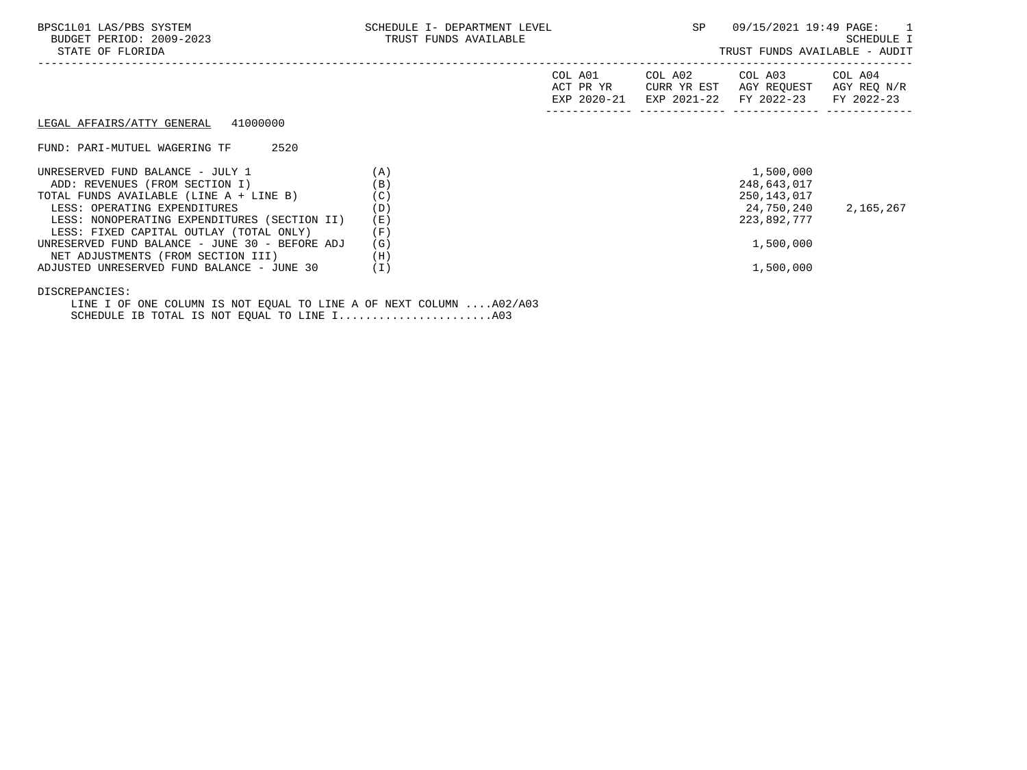BPSC1L01 LAS/PBS SYSTEM
BUDGET PERIOD: 2009-2023
STATE OF FLORIDA

SCHEDULE I- DEPARTMENT LEVEL
TRUST FUNDS AVAILABLE

SP 09/15/2021 19:49

SCHEDULE I
TRUST FUNDS AVAILABLE - AUDIT

LEGAL AFFAIRS/ATTY GENERAL 41000000

FUND: PARI-MUTUEL WAGERING TF 2520

| | | COL A01 ACT PR YR EXP 2020-21 | COL A02 CURR YR EST EXP 2021-22 | COL A03 AGY REQUEST FY 2022-23 | COL A04 AGY REQ N/R FY 2022-23 |
|---|---|---|---|---|---|
| UNRESERVED FUND BALANCE - JULY 1 | (A) | | | 1,500,000 | |
| ADD: REVENUES (FROM SECTION I) | (B) | | | 248,643,017 | |
| TOTAL FUNDS AVAILABLE (LINE A + LINE B) | (C) | | | 250,143,017 | |
| LESS: OPERATING EXPENDITURES | (D) | | | 24,750,240 | 2,165,267 |
| LESS: NONOPERATING EXPENDITURES (SECTION II) | (E) | | | 223,892,777 | |
| LESS: FIXED CAPITAL OUTLAY (TOTAL ONLY) | (F) | | | | |
| UNRESERVED FUND BALANCE - JUNE 30 - BEFORE ADJ | (G) | | | 1,500,000 | |
| NET ADJUSTMENTS (FROM SECTION III) | (H) | | | | |
| ADJUSTED UNRESERVED FUND BALANCE - JUNE 30 | (I) | | | 1,500,000 | |

DISCREPANCIES:

LINE I OF ONE COLUMN IS NOT EQUAL TO LINE A OF NEXT COLUMN ....A02/A03
SCHEDULE IB TOTAL IS NOT EQUAL TO LINE I.......................A03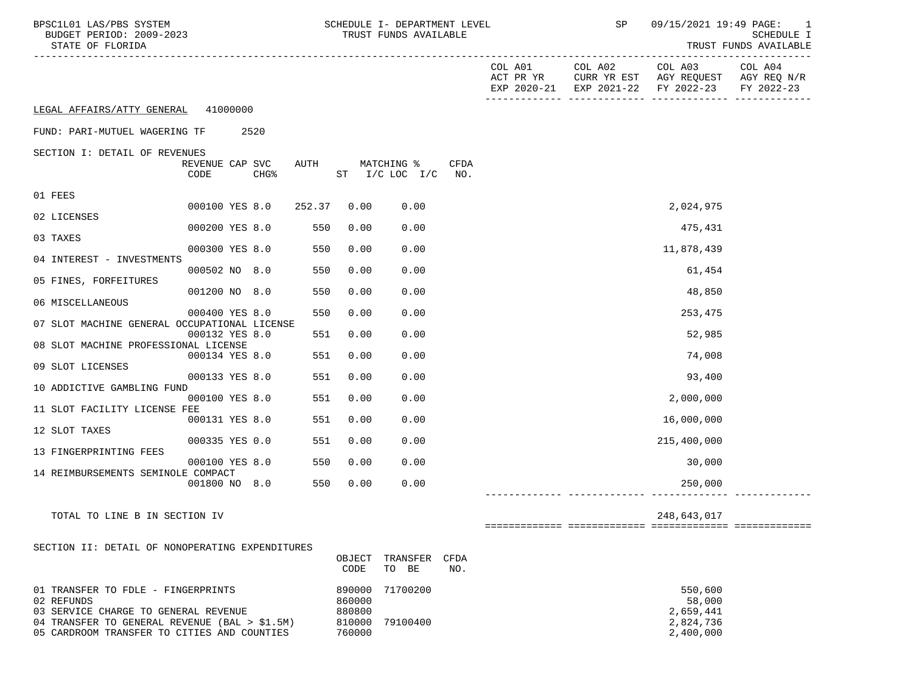BPSC1L01 LAS/PBS SYSTEM
BUDGET PERIOD: 2009-2023
STATE OF FLORIDA

SCHEDULE I- DEPARTMENT LEVEL
TRUST FUNDS AVAILABLE

SP 09/15/2021 19:49

SCHEDULE I
TRUST FUNDS AVAILABLE

LEGAL AFFAIRS/ATTY GENERAL 41000000

FUND: PARI-MUTUEL WAGERING TF 2520

SECTION I: DETAIL OF REVENUES

| | REVENUE CODE | CAP | SVC CHG% | AUTH ST | MATCHING % I/C | LOC I/C | CFDA NO. | COL A01 ACT PR YR EXP 2020-21 | COL A02 CURR YR EST EXP 2021-22 | COL A03 AGY REQUEST FY 2022-23 | COL A04 AGY REQ N/R FY 2022-23 |
|---|---|---|---|---|---|---|---|---|---|---|---|
| 01 FEES | 000100 | YES | 8.0 | 252.37 | 0.00 | 0.00 | | | | 2,024,975 | |
| 02 LICENSES | 000200 | YES | 8.0 | 550 | 0.00 | 0.00 | | | | 475,431 | |
| 03 TAXES | 000300 | YES | 8.0 | 550 | 0.00 | 0.00 | | | | 11,878,439 | |
| 04 INTEREST - INVESTMENTS | 000502 | NO | 8.0 | 550 | 0.00 | 0.00 | | | | 61,454 | |
| 05 FINES, FORFEITURES | 001200 | NO | 8.0 | 550 | 0.00 | 0.00 | | | | 48,850 | |
| 06 MISCELLANEOUS | 000400 | YES | 8.0 | 550 | 0.00 | 0.00 | | | | 253,475 | |
| 07 SLOT MACHINE GENERAL OCCUPATIONAL LICENSE | 000132 | YES | 8.0 | 551 | 0.00 | 0.00 | | | | 52,985 | |
| 08 SLOT MACHINE PROFESSIONAL LICENSE | 000134 | YES | 8.0 | 551 | 0.00 | 0.00 | | | | 74,008 | |
| 09 SLOT LICENSES | 000133 | YES | 8.0 | 551 | 0.00 | 0.00 | | | | 93,400 | |
| 10 ADDICTIVE GAMBLING FUND | 000100 | YES | 8.0 | 551 | 0.00 | 0.00 | | | | 2,000,000 | |
| 11 SLOT FACILITY LICENSE FEE | 000131 | YES | 8.0 | 551 | 0.00 | 0.00 | | | | 16,000,000 | |
| 12 SLOT TAXES | 000335 | YES | 0.0 | 551 | 0.00 | 0.00 | | | | 215,400,000 | |
| 13 FINGERPRINTING FEES | 000100 | YES | 8.0 | 550 | 0.00 | 0.00 | | | | 30,000 | |
| 14 REIMBURSEMENTS SEMINOLE COMPACT | 001800 | NO | 8.0 | 550 | 0.00 | 0.00 | | | | 250,000 | |
| TOTAL TO LINE B IN SECTION IV | | | | | | | | | | 248,643,017 | |

SECTION II: DETAIL OF NONOPERATING EXPENDITURES

| | OBJECT CODE | TRANSFER TO BE | CFDA NO. | COL A01 | COL A02 | COL A03 | COL A04 |
|---|---|---|---|---|---|---|---|
| 01 TRANSFER TO FDLE - FINGERPRINTS | 890000 | 71700200 | | | | 550,600 | |
| 02 REFUNDS | 860000 | | | | | 58,000 | |
| 03 SERVICE CHARGE TO GENERAL REVENUE | 880800 | | | | | 2,659,441 | |
| 04 TRANSFER TO GENERAL REVENUE (BAL > $1.5M) | 810000 | 79100400 | | | | 2,824,736 | |
| 05 CARDROOM TRANSFER TO CITIES AND COUNTIES | 760000 | | | | | 2,400,000 | |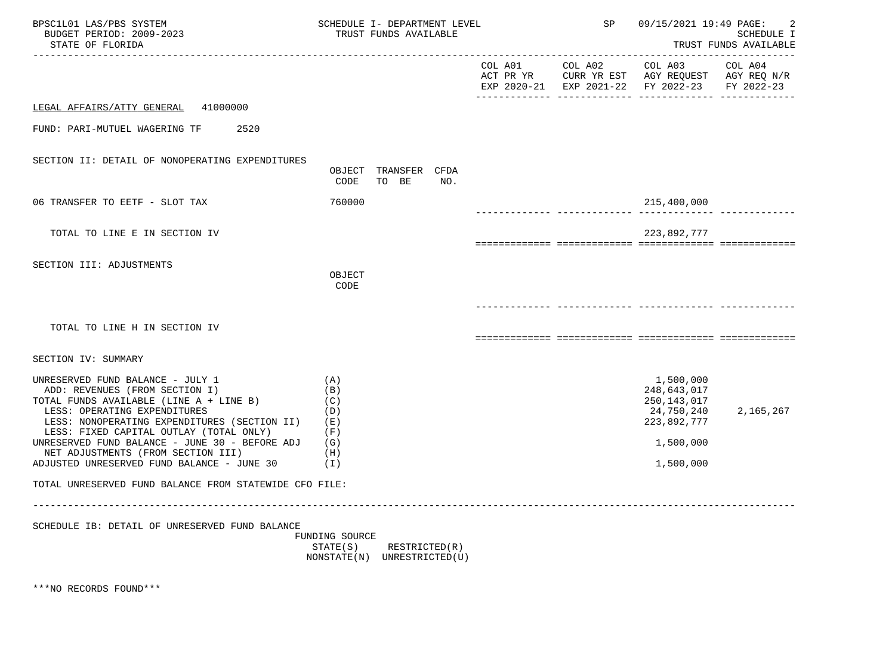BPSC1L01 LAS/PBS SYSTEM
BUDGET PERIOD: 2009-2023
STATE OF FLORIDA

SCHEDULE I- DEPARTMENT LEVEL
TRUST FUNDS AVAILABLE

SP 09/15/2021 19:49

SCHEDULE I
TRUST FUNDS AVAILABLE

LEGAL AFFAIRS/ATTY GENERAL 41000000

FUND: PARI-MUTUEL WAGERING TF 2520

## SECTION II: DETAIL OF NONOPERATING EXPENDITURES

| | OBJECT CODE | TRANSFER TO BE | CFDA NO. | COL A01 ACT PR YR EXP 2020-21 | COL A02 CURR YR EST EXP 2021-22 | COL A03 AGY REQUEST FY 2022-23 | COL A04 AGY REQ N/R FY 2022-23 |
|---|---|---|---|---|---|---|---|
| 06 TRANSFER TO EETF - SLOT TAX | 760000 | | | | | 215,400,000 | |
| TOTAL TO LINE E IN SECTION IV | | | | | | 223,892,777 | |

## SECTION III: ADJUSTMENTS

| | OBJECT CODE | COL A01 | COL A02 | COL A03 | COL A04 |
|---|---|---|---|---|---|
| TOTAL TO LINE H IN SECTION IV | | | | | |

## SECTION IV: SUMMARY

| | | COL A01 | COL A02 | COL A03 | COL A04 |
|---|---|---|---|---|---|
| UNRESERVED FUND BALANCE - JULY 1 | (A) | | | 1,500,000 | |
| ADD: REVENUES (FROM SECTION I) | (B) | | | 248,643,017 | |
| TOTAL FUNDS AVAILABLE (LINE A + LINE B) | (C) | | | 250,143,017 | |
| LESS: OPERATING EXPENDITURES | (D) | | | 24,750,240 | 2,165,267 |
| LESS: NONOPERATING EXPENDITURES (SECTION II) | (E) | | | 223,892,777 | |
| LESS: FIXED CAPITAL OUTLAY (TOTAL ONLY) | (F) | | | | |
| UNRESERVED FUND BALANCE - JUNE 30 - BEFORE ADJ | (G) | | | 1,500,000 | |
| NET ADJUSTMENTS (FROM SECTION III) | (H) | | | | |
| ADJUSTED UNRESERVED FUND BALANCE - JUNE 30 | (I) | | | 1,500,000 | |

TOTAL UNRESERVED FUND BALANCE FROM STATEWIDE CFO FILE:

## SCHEDULE IB: DETAIL OF UNRESERVED FUND BALANCE

FUNDING SOURCE
STATE(S) RESTRICTED(R)
NONSTATE(N) UNRESTRICTED(U)

***NO RECORDS FOUND***